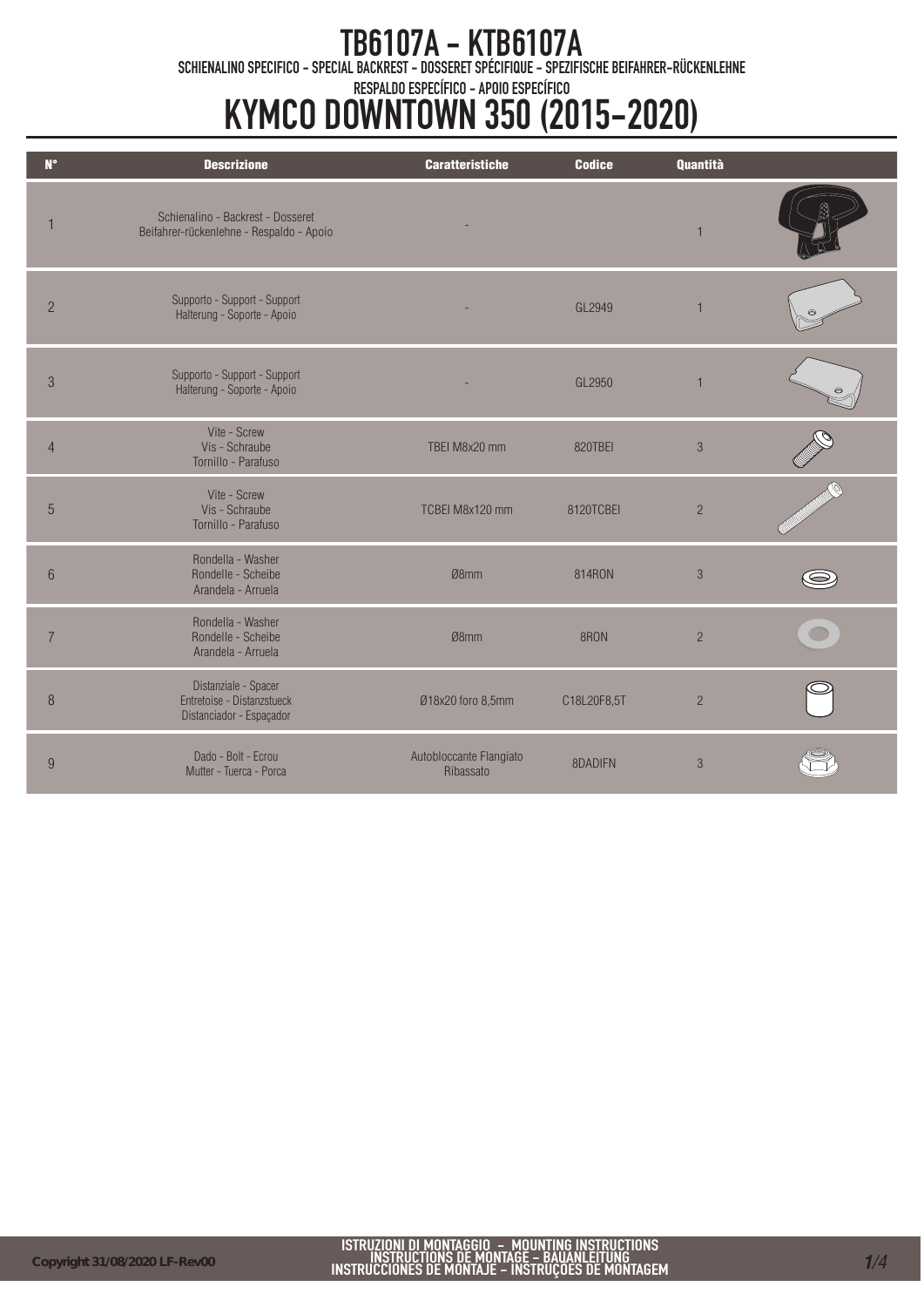# TB6107A - KTB6107A

SCHIENALINO SPECIFICO - SPECIAL BACKREST - DOSSERET SPÉCIFIQUE - SPEZIFISCHE BEIFAHRER-RÜCKENLEHNE

RESPALDO ESPECÍFICO - APOIO ESPECÍFICO

# KYMCO DOWNTOWN 350 (2015-2020)

| N° | Descrizione | Caratteristiche | Codice | Quantità |
|---|---|---|---|---|
| 1 | Schienalino - Backrest - Dosseret Beifahrer-rückenlehne - Respaldo - Apoio | - | | 1 |
| 2 | Supporto - Support - Support Halterung - Soporte - Apoio | - | GL2949 | 1 |
| 3 | Supporto - Support - Support Halterung - Soporte - Apoio | - | GL2950 | 1 |
| 4 | Vite - Screw Vis - Schraube Tornillo - Parafuso | TBEI M8x20 mm | 820TBEI | 3 |
| 5 | Vite - Screw Vis - Schraube Tornillo - Parafuso | TCBEI M8x120 mm | 8120TCBEI | 2 |
| 6 | Rondella - Washer Rondelle - Scheibe Arandela - Arruela | Ø8mm | 814RON | 3 |
| 7 | Rondella - Washer Rondelle - Scheibe Arandela - Arruela | Ø8mm | 8RON | 2 |
| 8 | Distanziale - Spacer Entretoise - Distanzstueck Distanciador - Espaçador | Ø18x20 foro 8,5mm | C18L20F8,5T | 2 |
| 9 | Dado - Bolt - Ecrou Mutter - Tuerca - Porca | Autobloccante Flangiato Ribassato | 8DADIFN | 3 |

Copyright 31/08/2020 LF-Rev00

ISTRUZIONI DI MONTAGGIO - MOUNTING INSTRUCTIONS
INSTRUCTIONS DE MONTAGE - BAUANLEITUNG
INSTRUCCIONES DE MONTAJE - INSTRUÇÕES DE MONTAGEM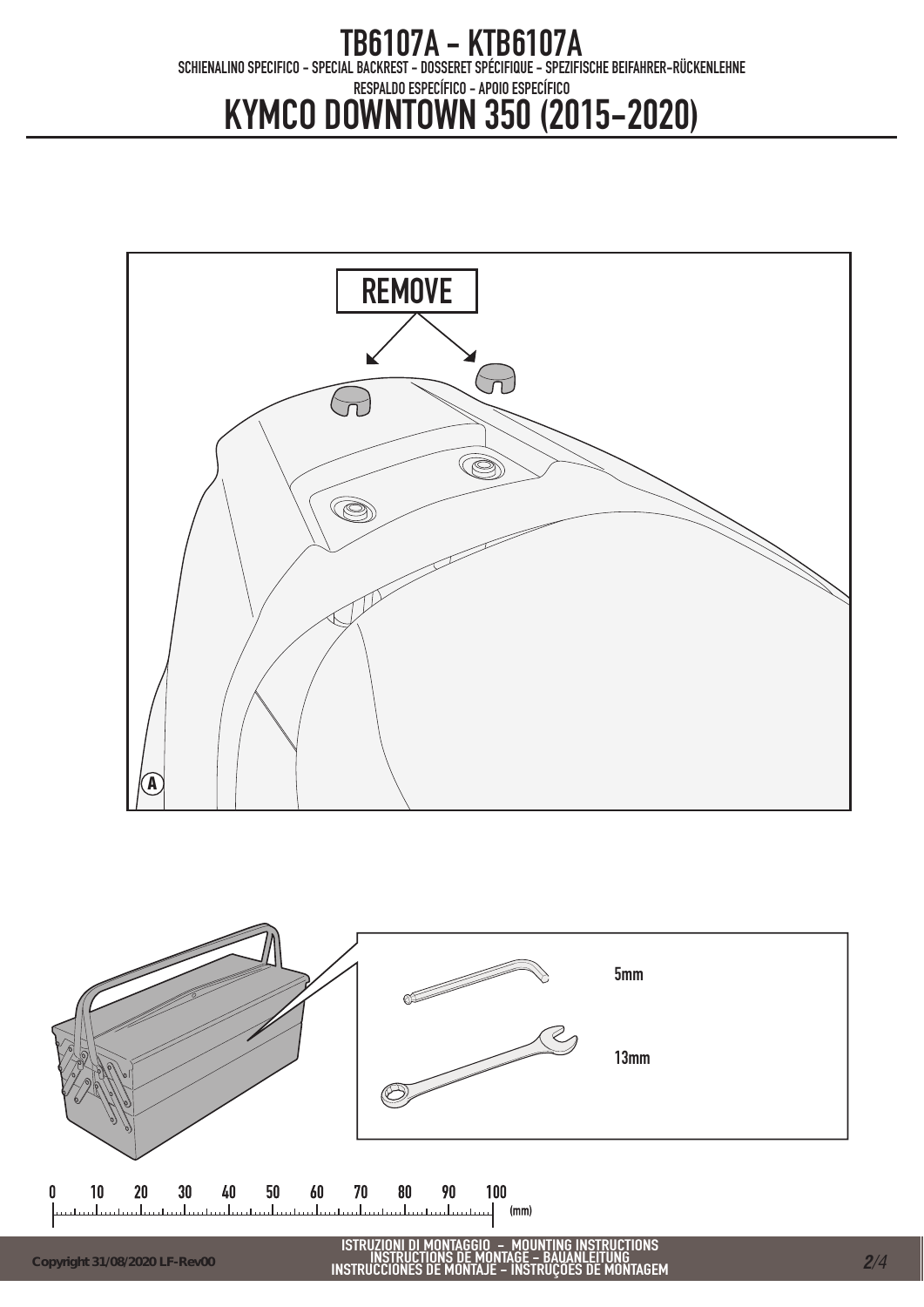# TB6107A - KTB6107A

SCHIENALINO SPECIFICO - SPECIAL BACKREST - DOSSERET SPÉCIFIQUE - SPEZIFISCHE BEIFAHRER-RÜCKENLEHNE

RESPALDO ESPECÍFICO - APOIO ESPECÍFICO

# KYMCO DOWNTOWN 350 (2015-2020)

REMOVE

A

5mm

13mm

0 10 20 30 40 50 60 70 80 90 100 (mm)

Copyright 31/08/2020 LF-Rev00

ISTRUZIONI DI MONTAGGIO – MOUNTING INSTRUCTIONS
INSTRUCTIONS DE MONTAGE – BAUANLEITUNG
INSTRUCCIONES DE MONTAJE – INSTRUÇÕES DE MONTAGEM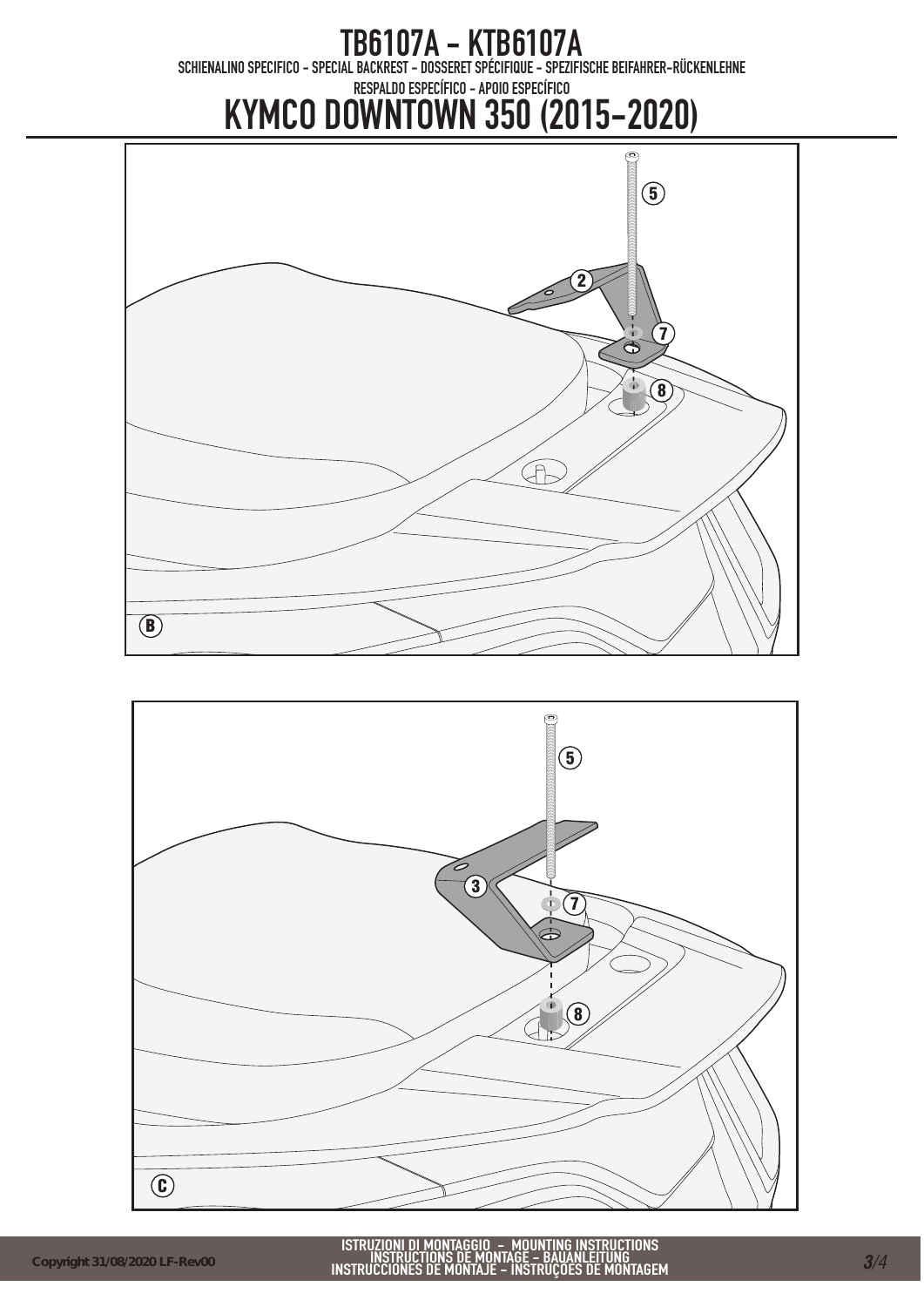# TB6107A - KTB6107A

SCHIENALINO SPECIFICO - SPECIAL BACKREST - DOSSERET SPÉCIFIQUE - SPEZIFISCHE BEIFAHRER-RÜCKENLEHNE
RESPALDO ESPECÍFICO - APOIO ESPECÍFICO

# KYMCO DOWNTOWN 350 (2015-2020)

ISTRUZIONI DI MONTAGGIO – MOUNTING INSTRUCTIONS
INSTRUCTIONS DE MONTAGE – BAUANLEITUNG
INSTRUCCIONES DE MONTAJE – INSTRUÇÕES DE MONTAGEM

Copyright 31/08/2020 LF-Rev00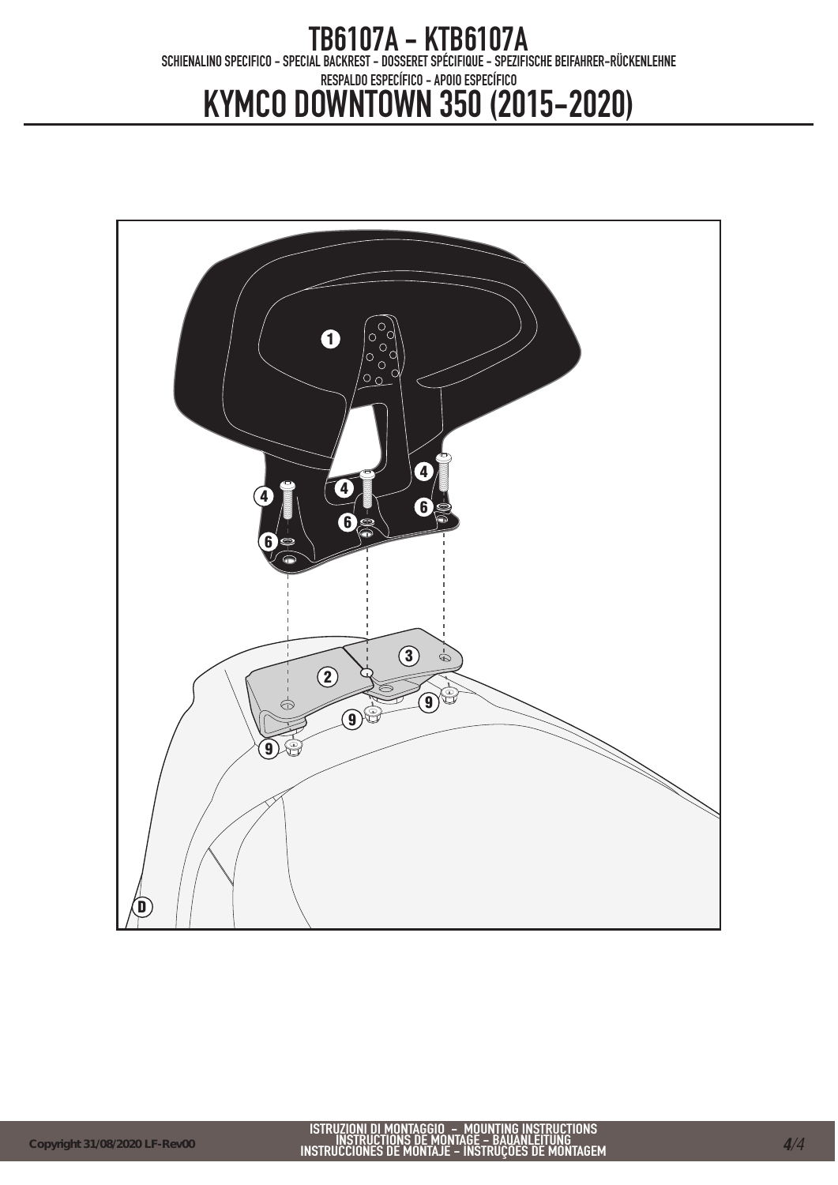# TB6107A - KTB6107A

SCHIENALINO SPECIFICO - SPECIAL BACKREST - DOSSERET SPÉCIFIQUE - SPEZIFISCHE BEIFAHRER-RÜCKENLEHNE

RESPALDO ESPECÍFICO - APOIO ESPECÍFICO

## KYMCO DOWNTOWN 350 (2015-2020)

1

4

4

4

6

6

6

3

2

9

9

9

D

Copyright 31/08/2020 LF-Rev00

ISTRUZIONI DI MONTAGGIO – MOUNTING INSTRUCTIONS
INSTRUCTIONS DE MONTAGE – BAUANLEITUNG
INSTRUCCIONES DE MONTAJE – INSTRUÇÕES DE MONTAGEM